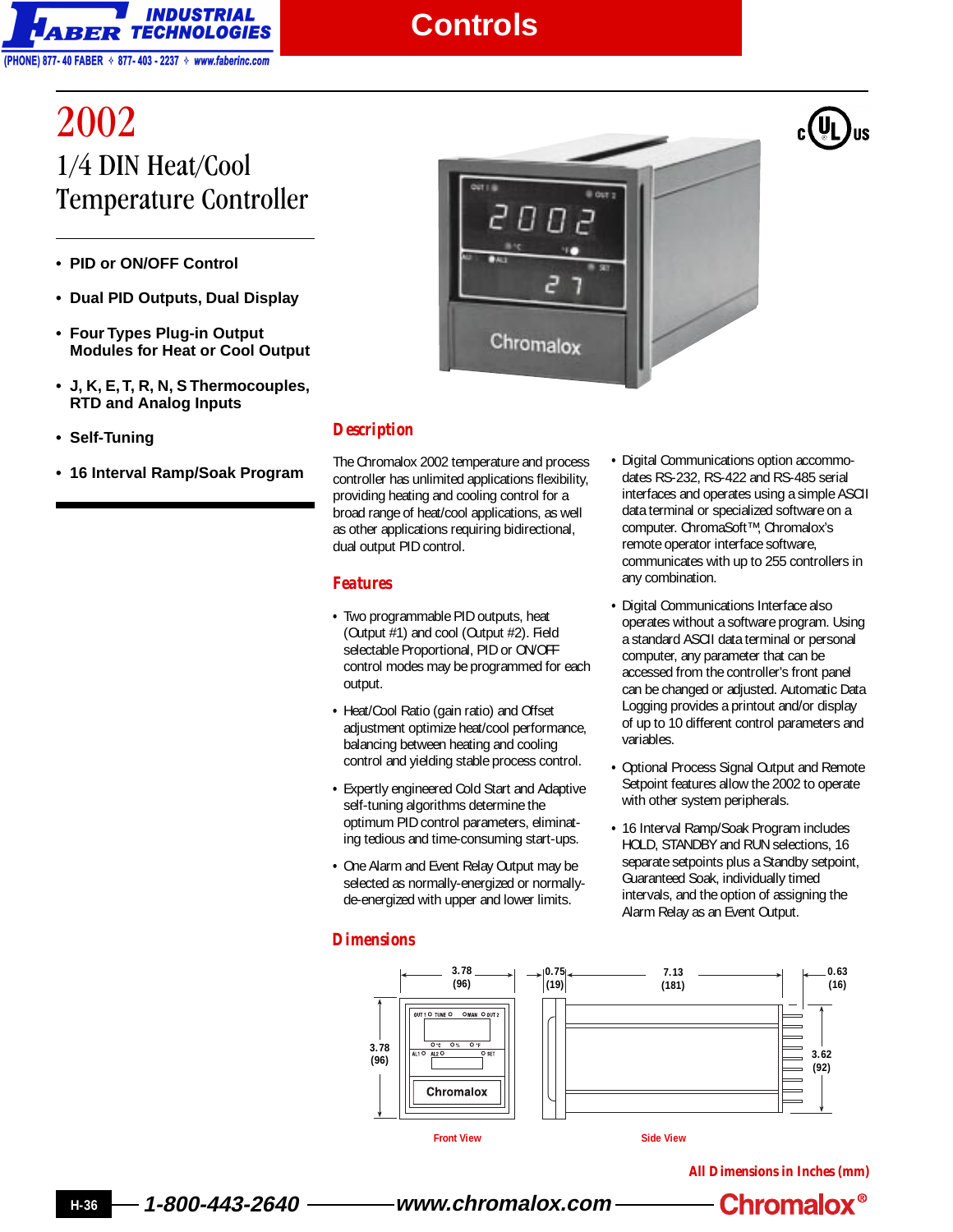# 2002

## 1/4 DIN Heat/Cool Temperature Controller

- **PID or ON/OFF Control**
- **Dual PID Outputs, Dual Display**
- **Four Types Plug-in Output Modules for Heat or Cool Output**
- **J, K, E, T, R, N, S Thermocouples, RTD and Analog Inputs**
- **Self-Tuning**
- **16 Interval Ramp/Soak Program**

### Description

The Chromalox 2002 temperature and process controller has unlimited applications flexibility, providing heating and cooling control for a broad range of heat/cool applications, as well as other applications requiring bidirectional, dual output PID control.

### Features

- Two programmable PID outputs, heat (Output #1) and cool (Output #2). Field selectable Proportional, PID or ON/OFF control modes may be programmed for each output.
- Heat/Cool Ratio (gain ratio) and Offset adjustment optimize heat/cool performance, balancing between heating and cooling control and yielding stable process control.
- Expertly engineered Cold Start and Adaptive self-tuning algorithms determine the optimum PID control parameters, eliminating tedious and time-consuming start-ups.
- One Alarm and Event Relay Output may be selected as normally-energized or normally-de-energized with upper and lower limits.
- Digital Communications option accommodates RS-232, RS-422 and RS-485 serial interfaces and operates using a simple ASCII data terminal or specialized software on a computer. ChromaSoft™, Chromalox's remote operator interface software, communicates with up to 255 controllers in any combination.
- Digital Communications Interface also operates without a software program. Using a standard ASCII data terminal or personal computer, any parameter that can be accessed from the controller's front panel can be changed or adjusted. Automatic Data Logging provides a printout and/or display of up to 10 different control parameters and variables.
- Optional Process Signal Output and Remote Setpoint features allow the 2002 to operate with other system peripherals.
- 16 Interval Ramp/Soak Program includes HOLD, STANDBY and RUN selections, 16 separate setpoints plus a Standby setpoint, Guaranteed Soak, individually timed intervals, and the option of assigning the Alarm Relay as an Event Output.

### Dimensions

Front View: 3.78 (96) wide × 3.78 (96) high

Side View: 0.75 (19), 7.13 (181), 0.63 (16); height 3.62 (92)

All Dimensions in Inches (mm)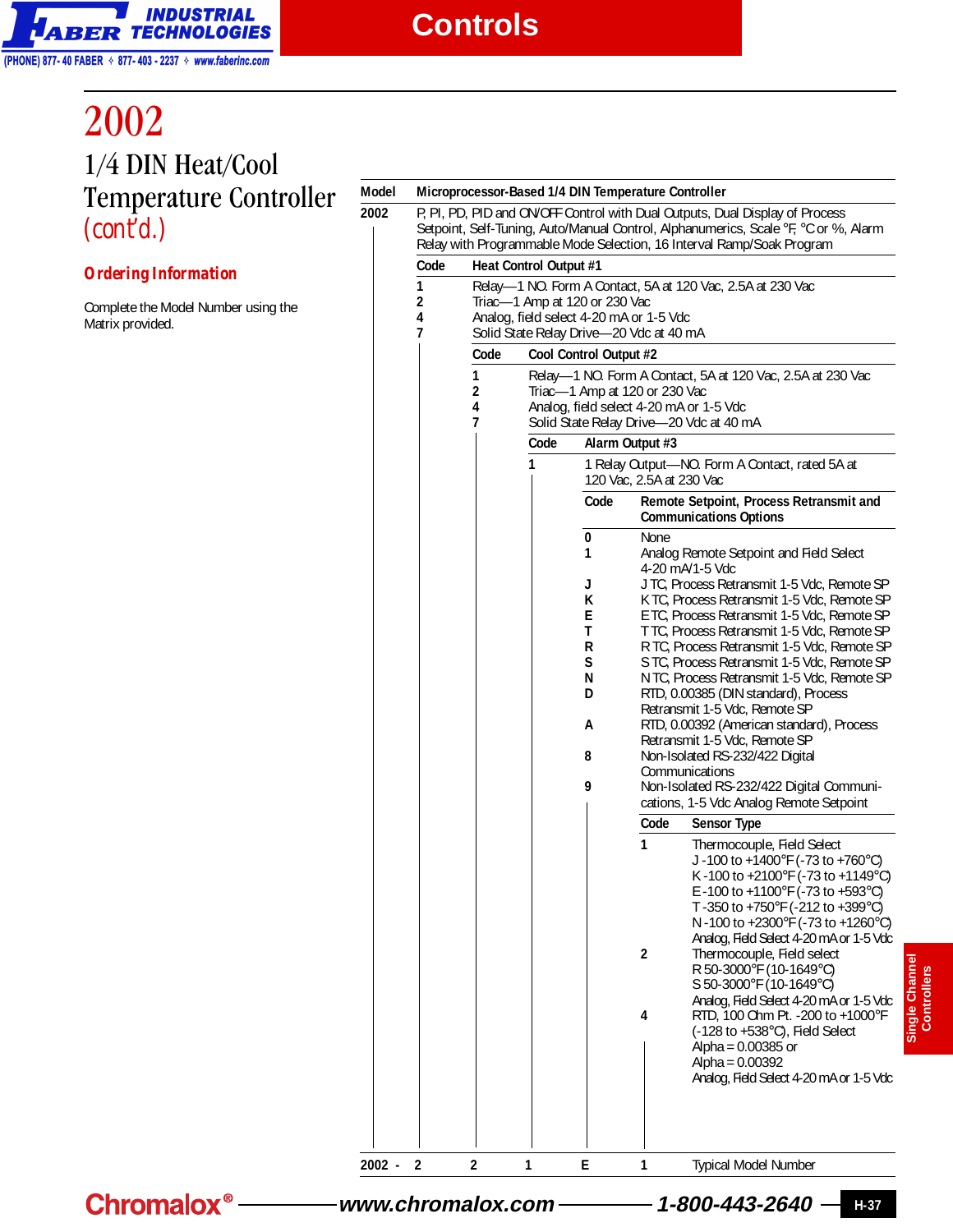# 2002

## 1/4 DIN Heat/Cool Temperature Controller (cont'd.)

### Ordering Information

Complete the Model Number using the Matrix provided.

| Model | Microprocessor-Based 1/4 DIN Temperature Controller |
|---|---|
| 2002 | P, PI, PD, PID and ON/OFF Control with Dual Outputs, Dual Display of Process Setpoint, Self-Tuning, Auto/Manual Control, Alphanumerics, Scale °F, °C or %, Alarm Relay with Programmable Mode Selection, 16 Interval Ramp/Soak Program |

| Code | Heat Control Output #1 |
|---|---|
| 1 | Relay—1 NO. Form A Contact, 5A at 120 Vac, 2.5A at 230 Vac |
| 2 | Triac—1 Amp at 120 or 230 Vac |
| 4 | Analog, field select 4-20 mA or 1-5 Vdc |
| 7 | Solid State Relay Drive—20 Vdc at 40 mA |

| Code | Cool Control Output #2 |
|---|---|
| 1 | Relay—1 NO. Form A Contact, 5A at 120 Vac, 2.5A at 230 Vac |
| 2 | Triac—1 Amp at 120 or 230 Vac |
| 4 | Analog, field select 4-20 mA or 1-5 Vdc |
| 7 | Solid State Relay Drive—20 Vdc at 40 mA |

| Code | Alarm Output #3 |
|---|---|
| 1 | 1 Relay Output—NO. Form A Contact, rated 5A at 120 Vac, 2.5A at 230 Vac |

| Code | Remote Setpoint, Process Retransmit and Communications Options |
|---|---|
| 0 | None |
| 1 | Analog Remote Setpoint and Field Select 4-20 mA/1-5 Vdc |
| J | J TC, Process Retransmit 1-5 Vdc, Remote SP |
| K | K TC, Process Retransmit 1-5 Vdc, Remote SP |
| E | E TC, Process Retransmit 1-5 Vdc, Remote SP |
| T | T TC, Process Retransmit 1-5 Vdc, Remote SP |
| R | R TC, Process Retransmit 1-5 Vdc, Remote SP |
| S | S TC, Process Retransmit 1-5 Vdc, Remote SP |
| N | N TC, Process Retransmit 1-5 Vdc, Remote SP |
| D | RTD, 0.00385 (DIN standard), Process Retransmit 1-5 Vdc, Remote SP |
| A | RTD, 0.00392 (American standard), Process Retransmit 1-5 Vdc, Remote SP |
| 8 | Non-Isolated RS-232/422 Digital Communications |
| 9 | Non-Isolated RS-232/422 Digital Communications, 1-5 Vdc Analog Remote Setpoint |

| Code | Sensor Type |
|---|---|
| 1 | Thermocouple, Field Select<br>J -100 to +1400°F (-73 to +760°C)<br>K -100 to +2100°F (-73 to +1149°C)<br>E -100 to +1100°F (-73 to +593°C)<br>T -350 to +750°F (-212 to +399°C)<br>N -100 to +2300°F (-73 to +1260°C)<br>Analog, Field Select 4-20 mA or 1-5 Vdc |
| 2 | Thermocouple, Field select<br>R 50-3000°F (10-1649°C)<br>S 50-3000°F (10-1649°C)<br>Analog, Field Select 4-20 mA or 1-5 Vdc |
| 4 | RTD, 100 Ohm Pt. -200 to +1000°F (-128 to +538°C), Field Select<br>Alpha = 0.00385 or<br>Alpha = 0.00392<br>Analog, Field Select 4-20 mA or 1-5 Vdc |

| 2002 - | 2 | 2 | 1 | E | 1 | Typical Model Number |
|---|---|---|---|---|---|---|